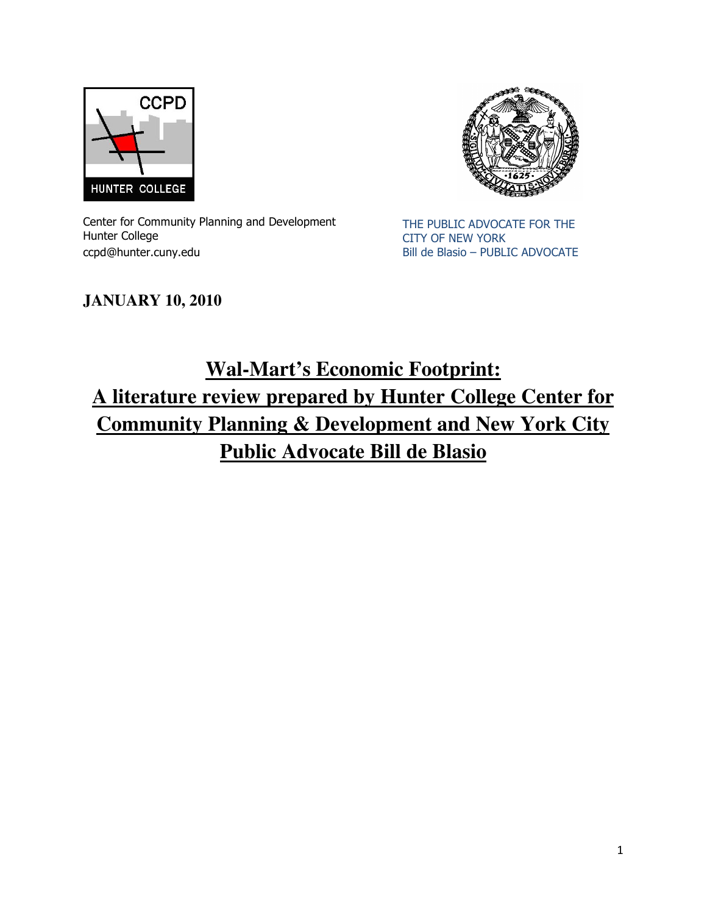Center for Community Planning and Development
Hunter College
ccpd@hunter.cuny.edu

THE PUBLIC ADVOCATE FOR THE CITY OF NEW YORK
Bill de Blasio – PUBLIC ADVOCATE

**JANUARY 10, 2010**

# Wal-Mart's Economic Footprint: A literature review prepared by Hunter College Center for Community Planning & Development and New York City Public Advocate Bill de Blasio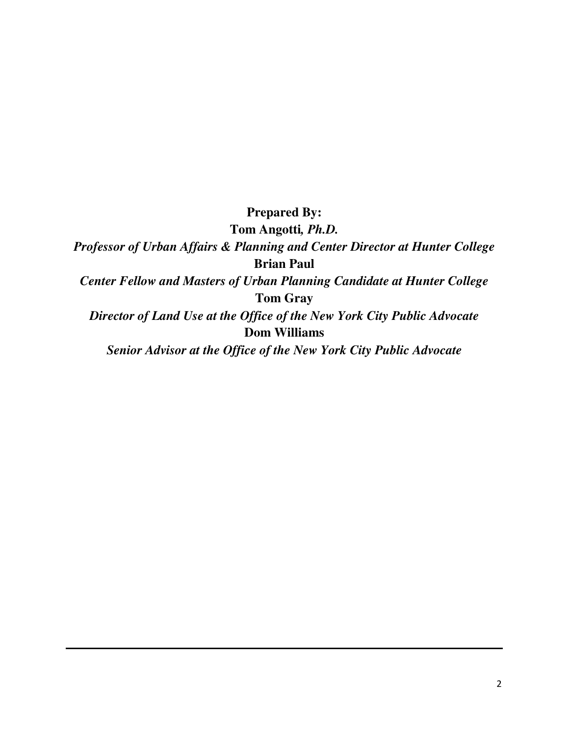**Prepared By:**

**Tom Angotti,** ***Ph.D.***

***Professor of Urban Affairs & Planning and Center Director at Hunter College***

**Brian Paul**

***Center Fellow and Masters of Urban Planning Candidate at Hunter College***

**Tom Gray**

***Director of Land Use at the Office of the New York City Public Advocate***

**Dom Williams**

***Senior Advisor at the Office of the New York City Public Advocate***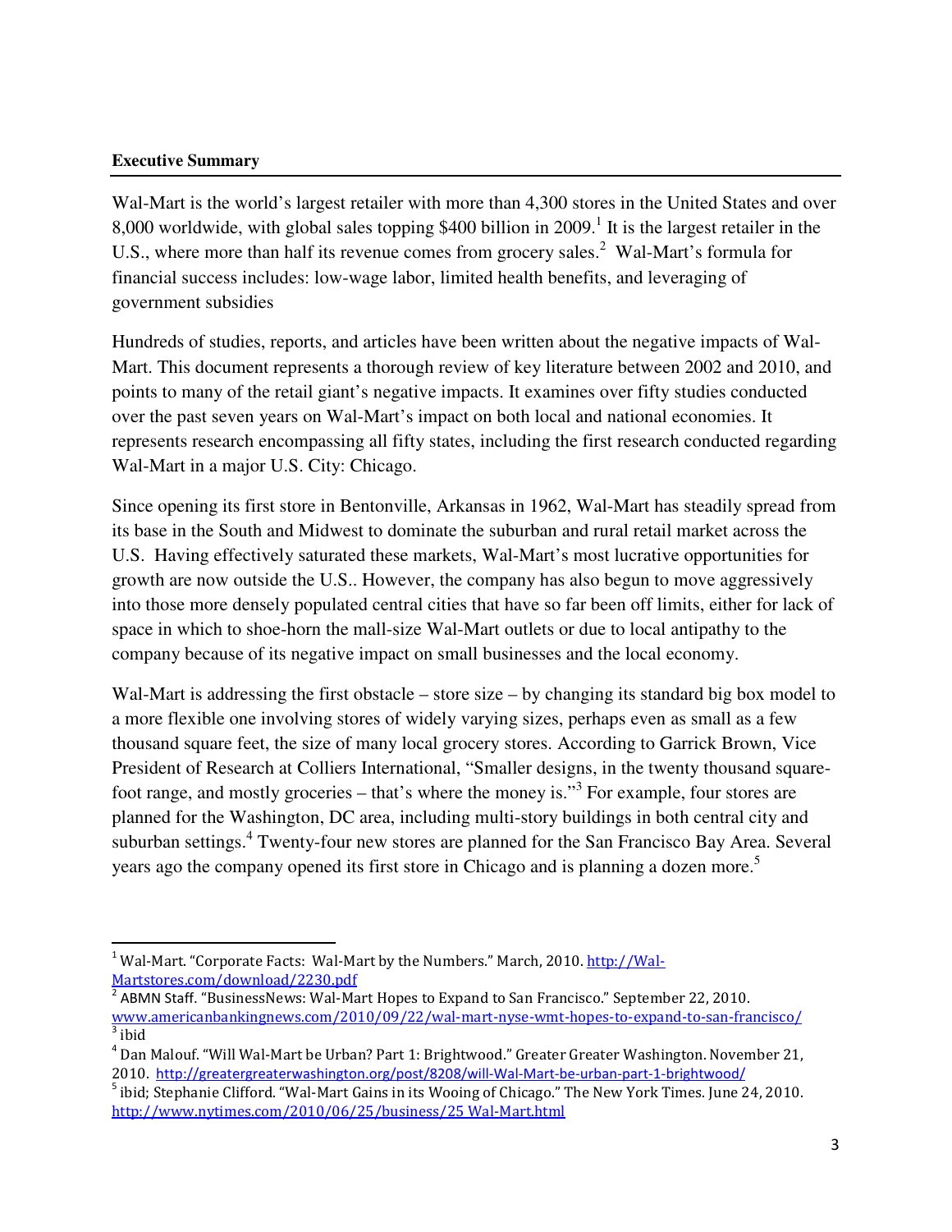**Executive Summary**

Wal-Mart is the world's largest retailer with more than 4,300 stores in the United States and over 8,000 worldwide, with global sales topping $400 billion in 2009.[1] It is the largest retailer in the U.S., where more than half its revenue comes from grocery sales.[2] Wal-Mart's formula for financial success includes: low-wage labor, limited health benefits, and leveraging of government subsidies

Hundreds of studies, reports, and articles have been written about the negative impacts of Wal-Mart. This document represents a thorough review of key literature between 2002 and 2010, and points to many of the retail giant's negative impacts. It examines over fifty studies conducted over the past seven years on Wal-Mart's impact on both local and national economies. It represents research encompassing all fifty states, including the first research conducted regarding Wal-Mart in a major U.S. City: Chicago.

Since opening its first store in Bentonville, Arkansas in 1962, Wal-Mart has steadily spread from its base in the South and Midwest to dominate the suburban and rural retail market across the U.S. Having effectively saturated these markets, Wal-Mart's most lucrative opportunities for growth are now outside the U.S.. However, the company has also begun to move aggressively into those more densely populated central cities that have so far been off limits, either for lack of space in which to shoe-horn the mall-size Wal-Mart outlets or due to local antipathy to the company because of its negative impact on small businesses and the local economy.

Wal-Mart is addressing the first obstacle – store size – by changing its standard big box model to a more flexible one involving stores of widely varying sizes, perhaps even as small as a few thousand square feet, the size of many local grocery stores. According to Garrick Brown, Vice President of Research at Colliers International, "Smaller designs, in the twenty thousand square-foot range, and mostly groceries – that's where the money is."[3] For example, four stores are planned for the Washington, DC area, including multi-story buildings in both central city and suburban settings.[4] Twenty-four new stores are planned for the San Francisco Bay Area. Several years ago the company opened its first store in Chicago and is planning a dozen more.[5]

---

[1] Wal-Mart. "Corporate Facts: Wal-Mart by the Numbers." March, 2010. http://Wal-Martstores.com/download/2230.pdf

[2] ABMN Staff. "BusinessNews: Wal-Mart Hopes to Expand to San Francisco." September 22, 2010. www.americanbankingnews.com/2010/09/22/wal-mart-nyse-wmt-hopes-to-expand-to-san-francisco/

[3] ibid

[4] Dan Malouf. "Will Wal-Mart be Urban? Part 1: Brightwood." Greater Greater Washington. November 21, 2010. http://greatergreaterwashington.org/post/8208/will-Wal-Mart-be-urban-part-1-brightwood/

[5] ibid; Stephanie Clifford. "Wal-Mart Gains in its Wooing of Chicago." The New York Times. June 24, 2010. http://www.nytimes.com/2010/06/25/business/25 Wal-Mart.html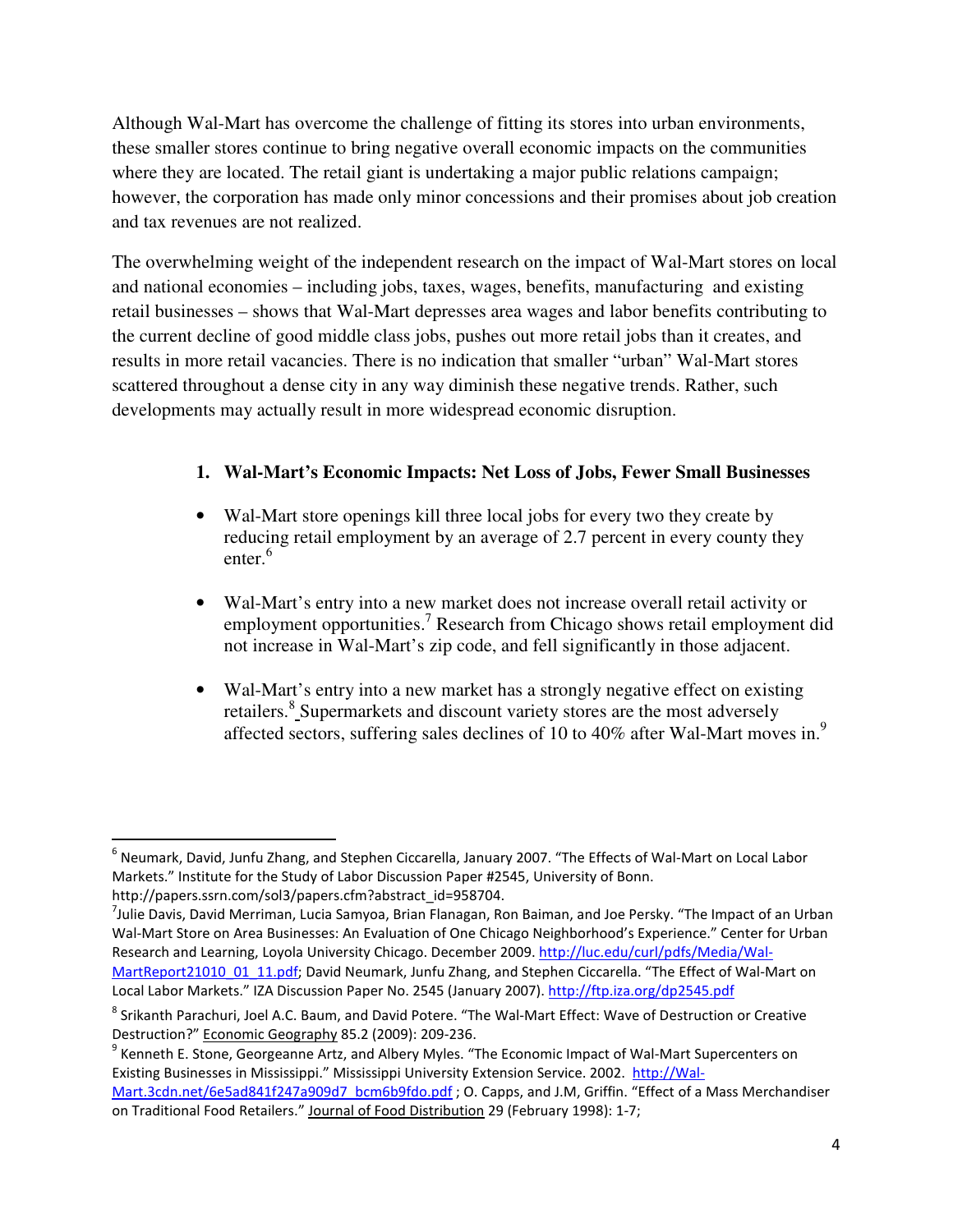Although Wal-Mart has overcome the challenge of fitting its stores into urban environments, these smaller stores continue to bring negative overall economic impacts on the communities where they are located. The retail giant is undertaking a major public relations campaign; however, the corporation has made only minor concessions and their promises about job creation and tax revenues are not realized.

The overwhelming weight of the independent research on the impact of Wal-Mart stores on local and national economies – including jobs, taxes, wages, benefits, manufacturing and existing retail businesses – shows that Wal-Mart depresses area wages and labor benefits contributing to the current decline of good middle class jobs, pushes out more retail jobs than it creates, and results in more retail vacancies. There is no indication that smaller "urban" Wal-Mart stores scattered throughout a dense city in any way diminish these negative trends. Rather, such developments may actually result in more widespread economic disruption.

### 1. Wal-Mart's Economic Impacts: Net Loss of Jobs, Fewer Small Businesses

- Wal-Mart store openings kill three local jobs for every two they create by reducing retail employment by an average of 2.7 percent in every county they enter.[6]

- Wal-Mart's entry into a new market does not increase overall retail activity or employment opportunities.[7] Research from Chicago shows retail employment did not increase in Wal-Mart's zip code, and fell significantly in those adjacent.

- Wal-Mart's entry into a new market has a strongly negative effect on existing retailers.[8] Supermarkets and discount variety stores are the most adversely affected sectors, suffering sales declines of 10 to 40% after Wal-Mart moves in.[9]

---

[6] Neumark, David, Junfu Zhang, and Stephen Ciccarella, January 2007. "The Effects of Wal-Mart on Local Labor Markets." Institute for the Study of Labor Discussion Paper #2545, University of Bonn. http://papers.ssrn.com/sol3/papers.cfm?abstract_id=958704.

[7] Julie Davis, David Merriman, Lucia Samyoa, Brian Flanagan, Ron Baiman, and Joe Persky. "The Impact of an Urban Wal-Mart Store on Area Businesses: An Evaluation of One Chicago Neighborhood's Experience." Center for Urban Research and Learning, Loyola University Chicago. December 2009. http://luc.edu/curl/pdfs/Media/Wal-MartReport21010_01_11.pdf; David Neumark, Junfu Zhang, and Stephen Ciccarella. "The Effect of Wal-Mart on Local Labor Markets." IZA Discussion Paper No. 2545 (January 2007). http://ftp.iza.org/dp2545.pdf

[8] Srikanth Parachuri, Joel A.C. Baum, and David Potere. "The Wal-Mart Effect: Wave of Destruction or Creative Destruction?" Economic Geography 85.2 (2009): 209-236.

[9] Kenneth E. Stone, Georgeanne Artz, and Albery Myles. "The Economic Impact of Wal-Mart Supercenters on Existing Businesses in Mississippi." Mississippi University Extension Service. 2002. http://Wal-Mart.3cdn.net/6e5ad841f247a909d7_bcm6b9fdo.pdf ; O. Capps, and J.M, Griffin. "Effect of a Mass Merchandiser on Traditional Food Retailers." Journal of Food Distribution 29 (February 1998): 1-7;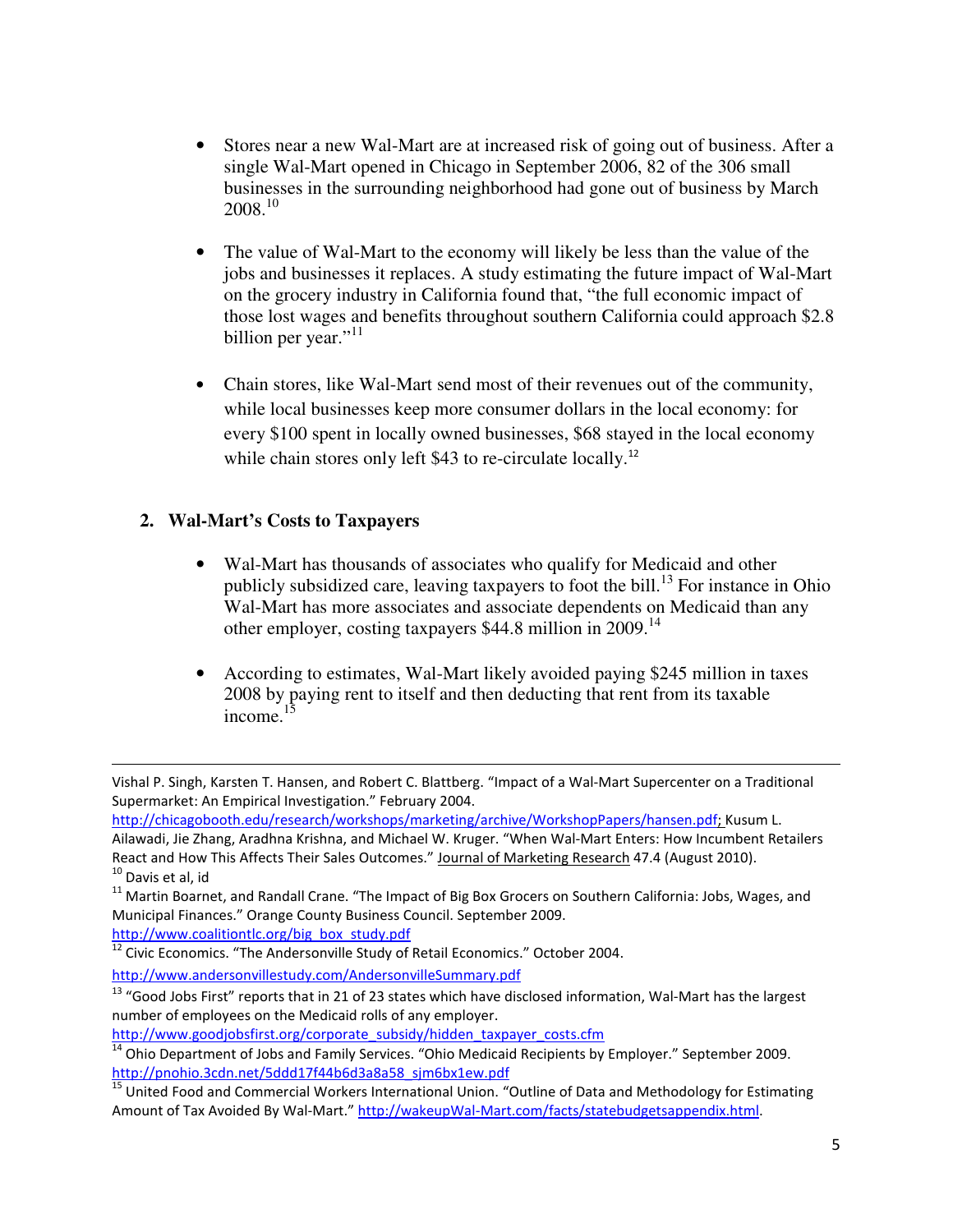- Stores near a new Wal-Mart are at increased risk of going out of business. After a single Wal-Mart opened in Chicago in September 2006, 82 of the 306 small businesses in the surrounding neighborhood had gone out of business by March 2008.[10]

- The value of Wal-Mart to the economy will likely be less than the value of the jobs and businesses it replaces. A study estimating the future impact of Wal-Mart on the grocery industry in California found that, "the full economic impact of those lost wages and benefits throughout southern California could approach $2.8 billion per year."[11]

- Chain stores, like Wal-Mart send most of their revenues out of the community, while local businesses keep more consumer dollars in the local economy: for every $100 spent in locally owned businesses, $68 stayed in the local economy while chain stores only left $43 to re-circulate locally.[12]

## 2. Wal-Mart's Costs to Taxpayers

- Wal-Mart has thousands of associates who qualify for Medicaid and other publicly subsidized care, leaving taxpayers to foot the bill.[13] For instance in Ohio Wal-Mart has more associates and associate dependents on Medicaid than any other employer, costing taxpayers $44.8 million in 2009.[14]

- According to estimates, Wal-Mart likely avoided paying $245 million in taxes 2008 by paying rent to itself and then deducting that rent from its taxable income.[15]

---

Vishal P. Singh, Karsten T. Hansen, and Robert C. Blattberg. "Impact of a Wal-Mart Supercenter on a Traditional Supermarket: An Empirical Investigation." February 2004. http://chicagobooth.edu/research/workshops/marketing/archive/WorkshopPapers/hansen.pdf; Kusum L. Ailawadi, Jie Zhang, Aradhna Krishna, and Michael W. Kruger. "When Wal-Mart Enters: How Incumbent Retailers React and How This Affects Their Sales Outcomes." Journal of Marketing Research 47.4 (August 2010).

[10] Davis et al, id

[11] Martin Boarnet, and Randall Crane. "The Impact of Big Box Grocers on Southern California: Jobs, Wages, and Municipal Finances." Orange County Business Council. September 2009. http://www.coalitiontlc.org/big_box_study.pdf

[12] Civic Economics. "The Andersonville Study of Retail Economics." October 2004. http://www.andersonvillestudy.com/AndersonvilleSummary.pdf

[13] "Good Jobs First" reports that in 21 of 23 states which have disclosed information, Wal-Mart has the largest number of employees on the Medicaid rolls of any employer. http://www.goodjobsfirst.org/corporate_subsidy/hidden_taxpayer_costs.cfm

[14] Ohio Department of Jobs and Family Services. "Ohio Medicaid Recipients by Employer." September 2009. http://pnohio.3cdn.net/5ddd17f44b6d3a8a58_sjm6bx1ew.pdf

[15] United Food and Commercial Workers International Union. "Outline of Data and Methodology for Estimating Amount of Tax Avoided By Wal-Mart." http://wakeupWal-Mart.com/facts/statebudgetsappendix.html.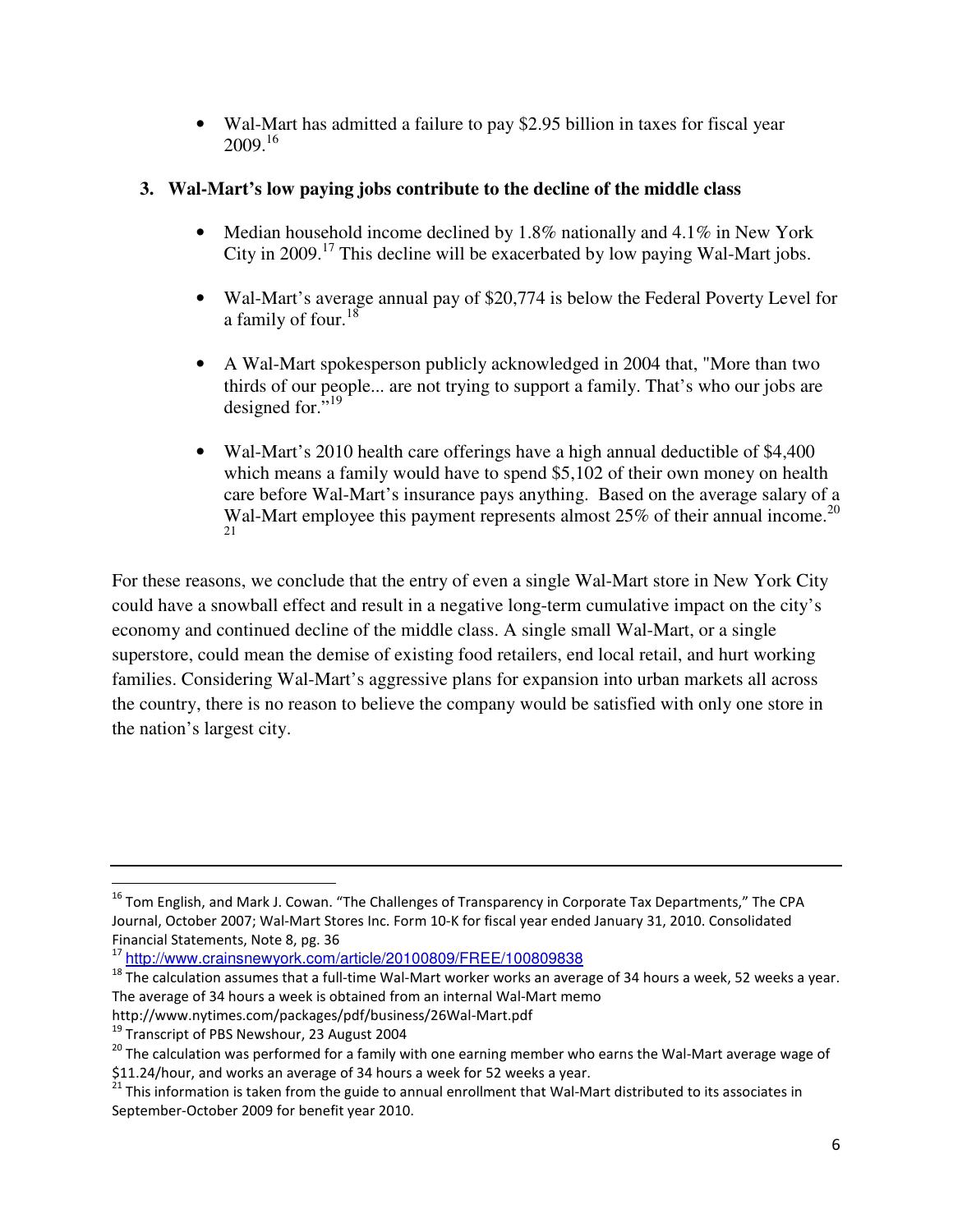- Wal-Mart has admitted a failure to pay $2.95 billion in taxes for fiscal year 2009.[16]

### 3. Wal-Mart's low paying jobs contribute to the decline of the middle class

- Median household income declined by 1.8% nationally and 4.1% in New York City in 2009.[17] This decline will be exacerbated by low paying Wal-Mart jobs.

- Wal-Mart's average annual pay of $20,774 is below the Federal Poverty Level for a family of four.[18]

- A Wal-Mart spokesperson publicly acknowledged in 2004 that, "More than two thirds of our people... are not trying to support a family. That's who our jobs are designed for."[19]

- Wal-Mart's 2010 health care offerings have a high annual deductible of $4,400 which means a family would have to spend $5,102 of their own money on health care before Wal-Mart's insurance pays anything. Based on the average salary of a Wal-Mart employee this payment represents almost 25% of their annual income.[20] [21]

For these reasons, we conclude that the entry of even a single Wal-Mart store in New York City could have a snowball effect and result in a negative long-term cumulative impact on the city's economy and continued decline of the middle class. A single small Wal-Mart, or a single superstore, could mean the demise of existing food retailers, end local retail, and hurt working families. Considering Wal-Mart's aggressive plans for expansion into urban markets all across the country, there is no reason to believe the company would be satisfied with only one store in the nation's largest city.

---

[16] Tom English, and Mark J. Cowan. "The Challenges of Transparency in Corporate Tax Departments," The CPA Journal, October 2007; Wal-Mart Stores Inc. Form 10-K for fiscal year ended January 31, 2010. Consolidated Financial Statements, Note 8, pg. 36

[17] http://www.crainsnewyork.com/article/20100809/FREE/100809838

[18] The calculation assumes that a full-time Wal-Mart worker works an average of 34 hours a week, 52 weeks a year. The average of 34 hours a week is obtained from an internal Wal-Mart memo http://www.nytimes.com/packages/pdf/business/26Wal-Mart.pdf

[19] Transcript of PBS Newshour, 23 August 2004

[20] The calculation was performed for a family with one earning member who earns the Wal-Mart average wage of $11.24/hour, and works an average of 34 hours a week for 52 weeks a year.

[21] This information is taken from the guide to annual enrollment that Wal-Mart distributed to its associates in September-October 2009 for benefit year 2010.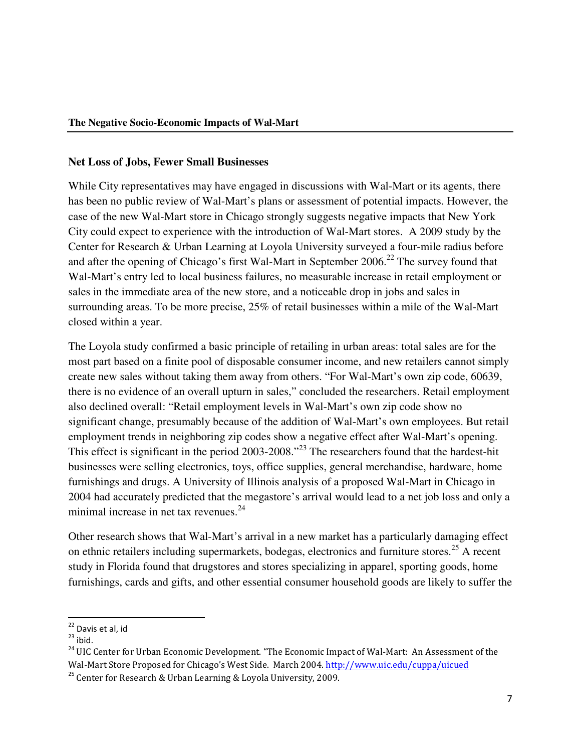**The Negative Socio-Economic Impacts of Wal-Mart**

## Net Loss of Jobs, Fewer Small Businesses

While City representatives may have engaged in discussions with Wal-Mart or its agents, there has been no public review of Wal-Mart's plans or assessment of potential impacts. However, the case of the new Wal-Mart store in Chicago strongly suggests negative impacts that New York City could expect to experience with the introduction of Wal-Mart stores. A 2009 study by the Center for Research & Urban Learning at Loyola University surveyed a four-mile radius before and after the opening of Chicago's first Wal-Mart in September 2006.[22] The survey found that Wal-Mart's entry led to local business failures, no measurable increase in retail employment or sales in the immediate area of the new store, and a noticeable drop in jobs and sales in surrounding areas. To be more precise, 25% of retail businesses within a mile of the Wal-Mart closed within a year.

The Loyola study confirmed a basic principle of retailing in urban areas: total sales are for the most part based on a finite pool of disposable consumer income, and new retailers cannot simply create new sales without taking them away from others. "For Wal-Mart's own zip code, 60639, there is no evidence of an overall upturn in sales," concluded the researchers. Retail employment also declined overall: "Retail employment levels in Wal-Mart's own zip code show no significant change, presumably because of the addition of Wal-Mart's own employees. But retail employment trends in neighboring zip codes show a negative effect after Wal-Mart's opening. This effect is significant in the period 2003-2008."[23] The researchers found that the hardest-hit businesses were selling electronics, toys, office supplies, general merchandise, hardware, home furnishings and drugs. A University of Illinois analysis of a proposed Wal-Mart in Chicago in 2004 had accurately predicted that the megastore's arrival would lead to a net job loss and only a minimal increase in net tax revenues.[24]

Other research shows that Wal-Mart's arrival in a new market has a particularly damaging effect on ethnic retailers including supermarkets, bodegas, electronics and furniture stores.[25] A recent study in Florida found that drugstores and stores specializing in apparel, sporting goods, home furnishings, cards and gifts, and other essential consumer household goods are likely to suffer the

---

[22] Davis et al, id

[23] ibid.

[24] UIC Center for Urban Economic Development. "The Economic Impact of Wal-Mart: An Assessment of the Wal-Mart Store Proposed for Chicago's West Side. March 2004. http://www.uic.edu/cuppa/uicued

[25] Center for Research & Urban Learning & Loyola University, 2009.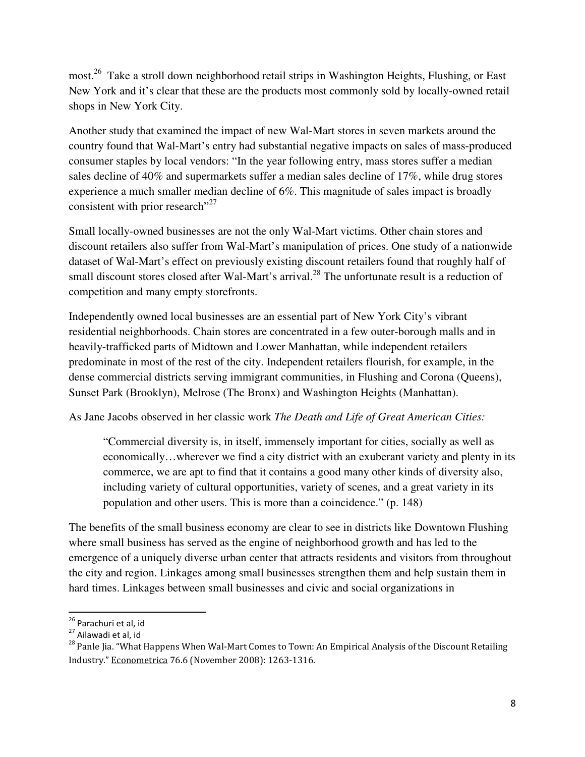most.[26] Take a stroll down neighborhood retail strips in Washington Heights, Flushing, or East New York and it's clear that these are the products most commonly sold by locally-owned retail shops in New York City.

Another study that examined the impact of new Wal-Mart stores in seven markets around the country found that Wal-Mart's entry had substantial negative impacts on sales of mass-produced consumer staples by local vendors: "In the year following entry, mass stores suffer a median sales decline of 40% and supermarkets suffer a median sales decline of 17%, while drug stores experience a much smaller median decline of 6%. This magnitude of sales impact is broadly consistent with prior research"[27]

Small locally-owned businesses are not the only Wal-Mart victims. Other chain stores and discount retailers also suffer from Wal-Mart's manipulation of prices. One study of a nationwide dataset of Wal-Mart's effect on previously existing discount retailers found that roughly half of small discount stores closed after Wal-Mart's arrival.[28] The unfortunate result is a reduction of competition and many empty storefronts.

Independently owned local businesses are an essential part of New York City's vibrant residential neighborhoods. Chain stores are concentrated in a few outer-borough malls and in heavily-trafficked parts of Midtown and Lower Manhattan, while independent retailers predominate in most of the rest of the city. Independent retailers flourish, for example, in the dense commercial districts serving immigrant communities, in Flushing and Corona (Queens), Sunset Park (Brooklyn), Melrose (The Bronx) and Washington Heights (Manhattan).

As Jane Jacobs observed in her classic work *The Death and Life of Great American Cities:*

> "Commercial diversity is, in itself, immensely important for cities, socially as well as economically…wherever we find a city district with an exuberant variety and plenty in its commerce, we are apt to find that it contains a good many other kinds of diversity also, including variety of cultural opportunities, variety of scenes, and a great variety in its population and other users. This is more than a coincidence." (p. 148)

The benefits of the small business economy are clear to see in districts like Downtown Flushing where small business has served as the engine of neighborhood growth and has led to the emergence of a uniquely diverse urban center that attracts residents and visitors from throughout the city and region. Linkages among small businesses strengthen them and help sustain them in hard times. Linkages between small businesses and civic and social organizations in

---

[26] Parachuri et al, id

[27] Ailawadi et al, id

[28] Panle Jia. "What Happens When Wal-Mart Comes to Town: An Empirical Analysis of the Discount Retailing Industry." Econometrica 76.6 (November 2008): 1263-1316.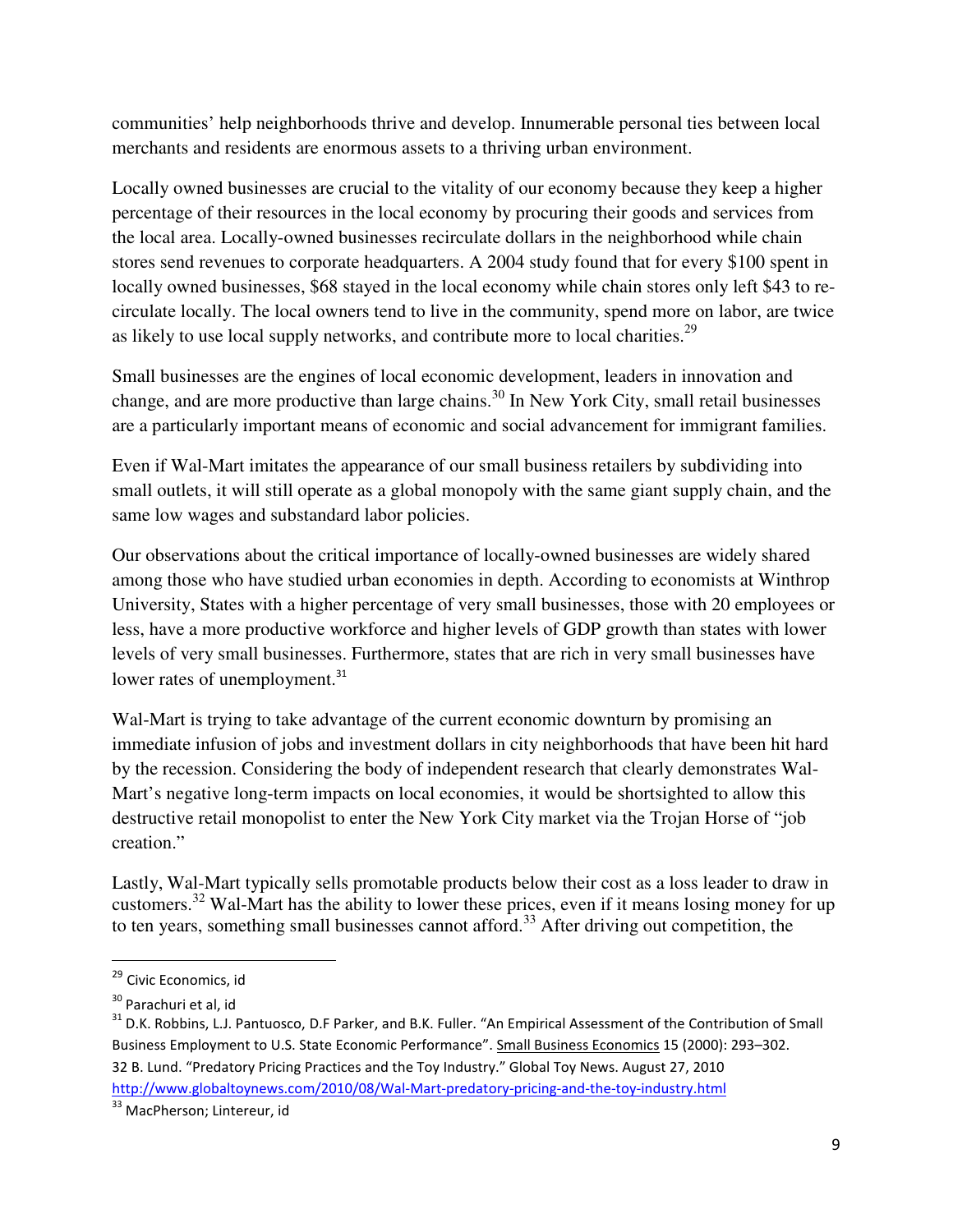communities' help neighborhoods thrive and develop. Innumerable personal ties between local merchants and residents are enormous assets to a thriving urban environment.

Locally owned businesses are crucial to the vitality of our economy because they keep a higher percentage of their resources in the local economy by procuring their goods and services from the local area. Locally-owned businesses recirculate dollars in the neighborhood while chain stores send revenues to corporate headquarters. A 2004 study found that for every $100 spent in locally owned businesses, $68 stayed in the local economy while chain stores only left $43 to re-circulate locally. The local owners tend to live in the community, spend more on labor, are twice as likely to use local supply networks, and contribute more to local charities.[29]

Small businesses are the engines of local economic development, leaders in innovation and change, and are more productive than large chains.[30] In New York City, small retail businesses are a particularly important means of economic and social advancement for immigrant families.

Even if Wal-Mart imitates the appearance of our small business retailers by subdividing into small outlets, it will still operate as a global monopoly with the same giant supply chain, and the same low wages and substandard labor policies.

Our observations about the critical importance of locally-owned businesses are widely shared among those who have studied urban economies in depth. According to economists at Winthrop University, States with a higher percentage of very small businesses, those with 20 employees or less, have a more productive workforce and higher levels of GDP growth than states with lower levels of very small businesses. Furthermore, states that are rich in very small businesses have lower rates of unemployment.[31]

Wal-Mart is trying to take advantage of the current economic downturn by promising an immediate infusion of jobs and investment dollars in city neighborhoods that have been hit hard by the recession. Considering the body of independent research that clearly demonstrates Wal-Mart's negative long-term impacts on local economies, it would be shortsighted to allow this destructive retail monopolist to enter the New York City market via the Trojan Horse of "job creation."

Lastly, Wal-Mart typically sells promotable products below their cost as a loss leader to draw in customers.[32] Wal-Mart has the ability to lower these prices, even if it means losing money for up to ten years, something small businesses cannot afford.[33] After driving out competition, the

---

[29] Civic Economics, id

[30] Parachuri et al, id

[31] D.K. Robbins, L.J. Pantuosco, D.F Parker, and B.K. Fuller. "An Empirical Assessment of the Contribution of Small Business Employment to U.S. State Economic Performance". Small Business Economics 15 (2000): 293–302.

32 B. Lund. "Predatory Pricing Practices and the Toy Industry." Global Toy News. August 27, 2010 http://www.globaltoynews.com/2010/08/Wal-Mart-predatory-pricing-and-the-toy-industry.html

[33] MacPherson; Lintereur, id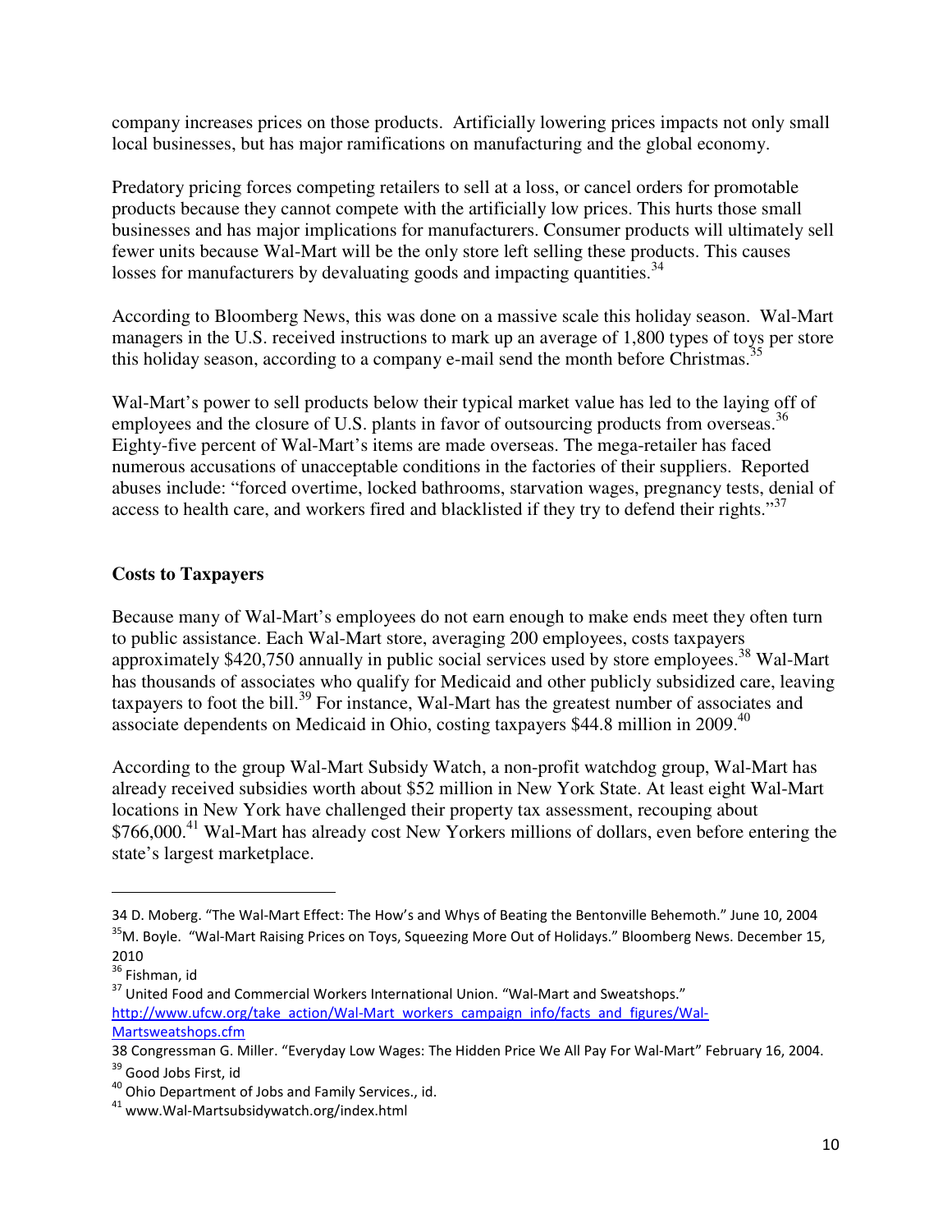company increases prices on those products. Artificially lowering prices impacts not only small local businesses, but has major ramifications on manufacturing and the global economy.

Predatory pricing forces competing retailers to sell at a loss, or cancel orders for promotable products because they cannot compete with the artificially low prices. This hurts those small businesses and has major implications for manufacturers. Consumer products will ultimately sell fewer units because Wal-Mart will be the only store left selling these products. This causes losses for manufacturers by devaluating goods and impacting quantities.[34]

According to Bloomberg News, this was done on a massive scale this holiday season. Wal-Mart managers in the U.S. received instructions to mark up an average of 1,800 types of toys per store this holiday season, according to a company e-mail send the month before Christmas.[35]

Wal-Mart's power to sell products below their typical market value has led to the laying off of employees and the closure of U.S. plants in favor of outsourcing products from overseas.[36] Eighty-five percent of Wal-Mart's items are made overseas. The mega-retailer has faced numerous accusations of unacceptable conditions in the factories of their suppliers. Reported abuses include: "forced overtime, locked bathrooms, starvation wages, pregnancy tests, denial of access to health care, and workers fired and blacklisted if they try to defend their rights."[37]

**Costs to Taxpayers**

Because many of Wal-Mart's employees do not earn enough to make ends meet they often turn to public assistance. Each Wal-Mart store, averaging 200 employees, costs taxpayers approximately $420,750 annually in public social services used by store employees.[38] Wal-Mart has thousands of associates who qualify for Medicaid and other publicly subsidized care, leaving taxpayers to foot the bill.[39] For instance, Wal-Mart has the greatest number of associates and associate dependents on Medicaid in Ohio, costing taxpayers $44.8 million in 2009.[40]

According to the group Wal-Mart Subsidy Watch, a non-profit watchdog group, Wal-Mart has already received subsidies worth about $52 million in New York State. At least eight Wal-Mart locations in New York have challenged their property tax assessment, recouping about $766,000.[41] Wal-Mart has already cost New Yorkers millions of dollars, even before entering the state's largest marketplace.

---

34 D. Moberg. "The Wal-Mart Effect: The How's and Whys of Beating the Bentonville Behemoth." June 10, 2004

35 M. Boyle. "Wal-Mart Raising Prices on Toys, Squeezing More Out of Holidays." Bloomberg News. December 15, 2010

36 Fishman, id

37 United Food and Commercial Workers International Union. "Wal-Mart and Sweatshops." http://www.ufcw.org/take_action/Wal-Mart_workers_campaign_info/facts_and_figures/Wal-Martsweatshops.cfm

38 Congressman G. Miller. "Everyday Low Wages: The Hidden Price We All Pay For Wal-Mart" February 16, 2004.

39 Good Jobs First, id

40 Ohio Department of Jobs and Family Services., id.

41 www.Wal-Martsubsidywatch.org/index.html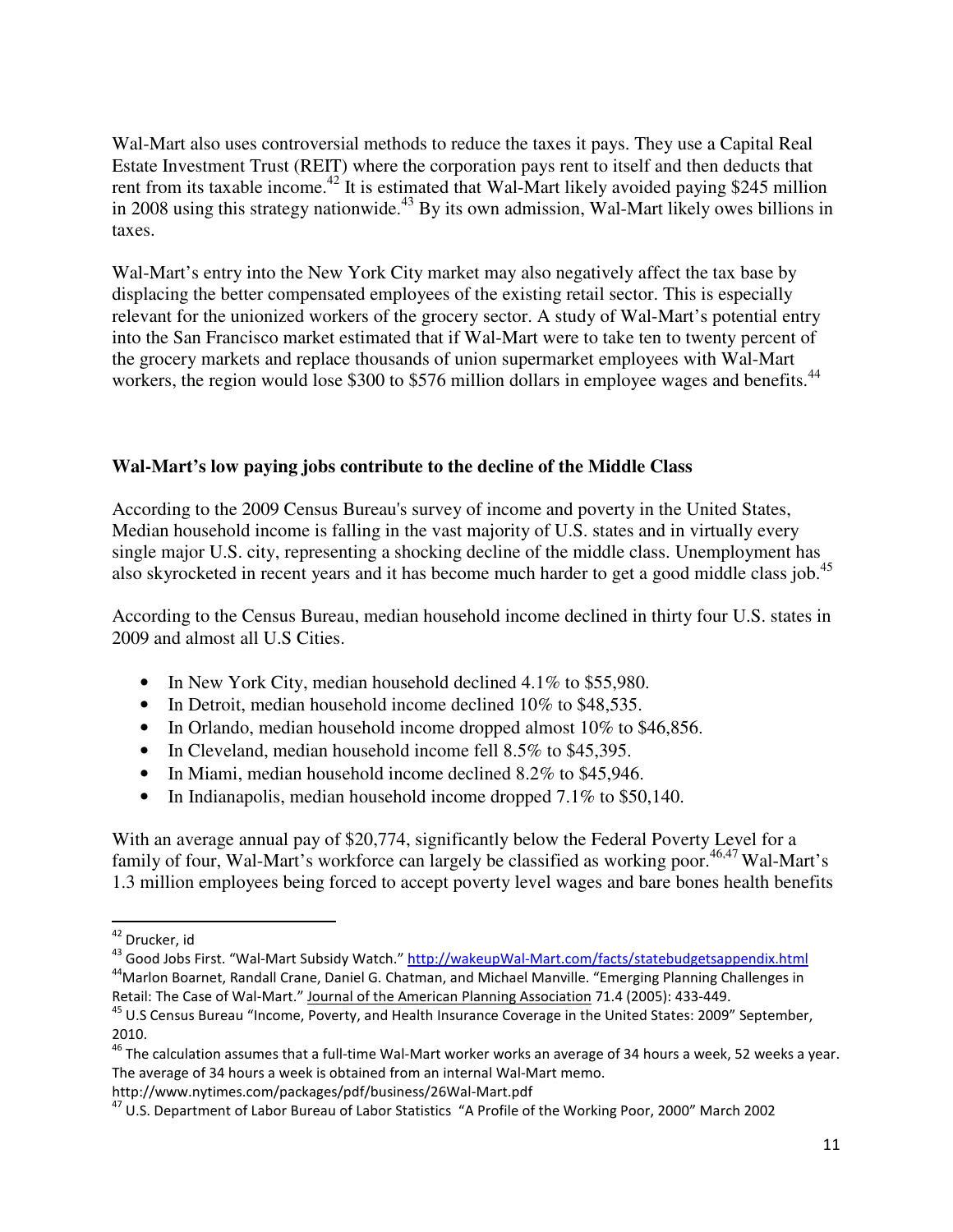Wal-Mart also uses controversial methods to reduce the taxes it pays. They use a Capital Real Estate Investment Trust (REIT) where the corporation pays rent to itself and then deducts that rent from its taxable income.[42] It is estimated that Wal-Mart likely avoided paying $245 million in 2008 using this strategy nationwide.[43] By its own admission, Wal-Mart likely owes billions in taxes.

Wal-Mart's entry into the New York City market may also negatively affect the tax base by displacing the better compensated employees of the existing retail sector. This is especially relevant for the unionized workers of the grocery sector. A study of Wal-Mart's potential entry into the San Francisco market estimated that if Wal-Mart were to take ten to twenty percent of the grocery markets and replace thousands of union supermarket employees with Wal-Mart workers, the region would lose $300 to $576 million dollars in employee wages and benefits.[44]

### Wal-Mart's low paying jobs contribute to the decline of the Middle Class

According to the 2009 Census Bureau's survey of income and poverty in the United States, Median household income is falling in the vast majority of U.S. states and in virtually every single major U.S. city, representing a shocking decline of the middle class. Unemployment has also skyrocketed in recent years and it has become much harder to get a good middle class job.[45]

According to the Census Bureau, median household income declined in thirty four U.S. states in 2009 and almost all U.S Cities.

- In New York City, median household declined 4.1% to $55,980.
- In Detroit, median household income declined 10% to $48,535.
- In Orlando, median household income dropped almost 10% to $46,856.
- In Cleveland, median household income fell 8.5% to $45,395.
- In Miami, median household income declined 8.2% to $45,946.
- In Indianapolis, median household income dropped 7.1% to $50,140.

With an average annual pay of $20,774, significantly below the Federal Poverty Level for a family of four, Wal-Mart's workforce can largely be classified as working poor.[46,47] Wal-Mart's 1.3 million employees being forced to accept poverty level wages and bare bones health benefits

---

[42] Drucker, id

[43] Good Jobs First. "Wal-Mart Subsidy Watch." http://wakeupWal-Mart.com/facts/statebudgetsappendix.html

[44] Marlon Boarnet, Randall Crane, Daniel G. Chatman, and Michael Manville. "Emerging Planning Challenges in Retail: The Case of Wal-Mart." Journal of the American Planning Association 71.4 (2005): 433-449.

[45] U.S Census Bureau "Income, Poverty, and Health Insurance Coverage in the United States: 2009" September, 2010.

[46] The calculation assumes that a full-time Wal-Mart worker works an average of 34 hours a week, 52 weeks a year. The average of 34 hours a week is obtained from an internal Wal-Mart memo. http://www.nytimes.com/packages/pdf/business/26Wal-Mart.pdf

[47] U.S. Department of Labor Bureau of Labor Statistics "A Profile of the Working Poor, 2000" March 2002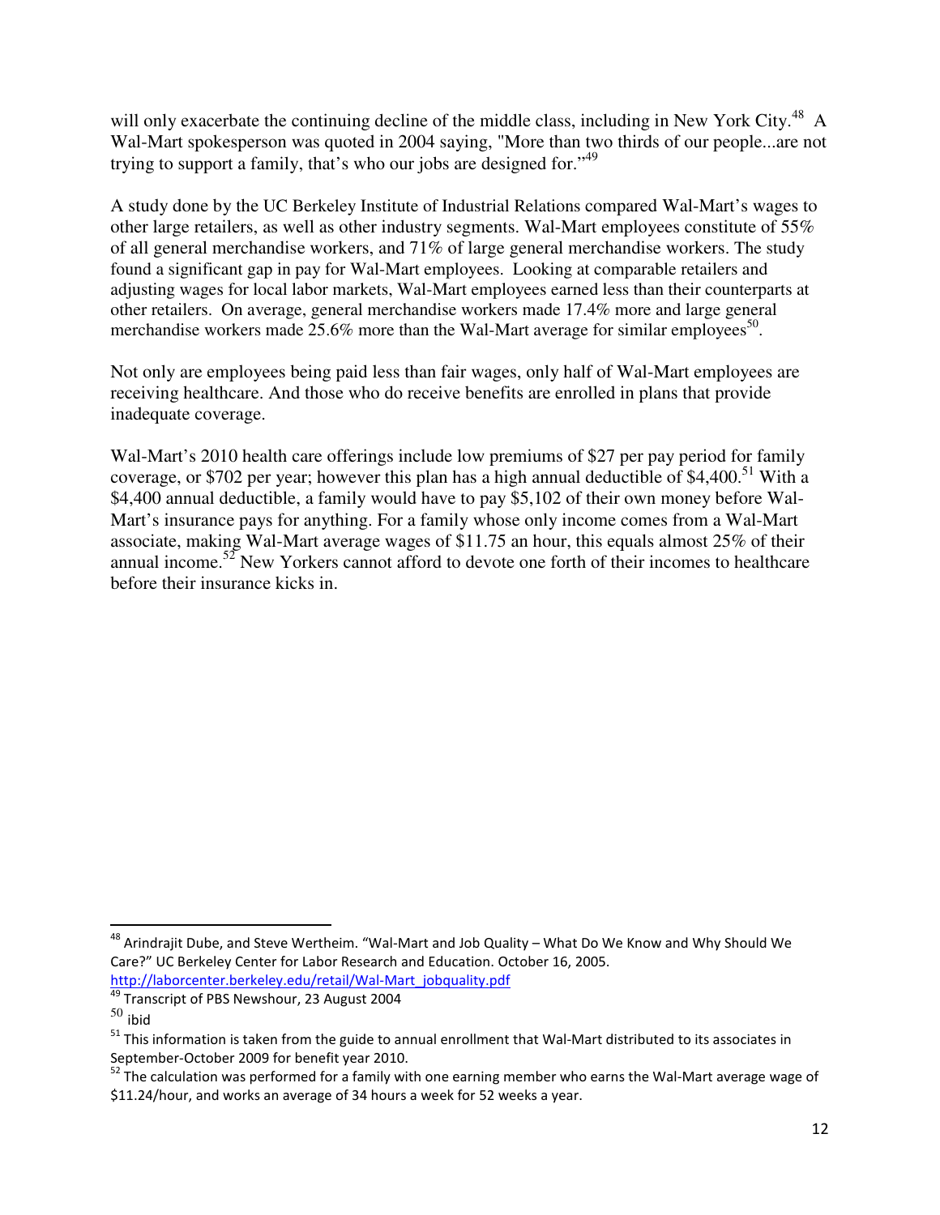will only exacerbate the continuing decline of the middle class, including in New York City.[48] A Wal-Mart spokesperson was quoted in 2004 saying, "More than two thirds of our people...are not trying to support a family, that's who our jobs are designed for."[49]

A study done by the UC Berkeley Institute of Industrial Relations compared Wal-Mart's wages to other large retailers, as well as other industry segments. Wal-Mart employees constitute of 55% of all general merchandise workers, and 71% of large general merchandise workers. The study found a significant gap in pay for Wal-Mart employees. Looking at comparable retailers and adjusting wages for local labor markets, Wal-Mart employees earned less than their counterparts at other retailers. On average, general merchandise workers made 17.4% more and large general merchandise workers made 25.6% more than the Wal-Mart average for similar employees[50].

Not only are employees being paid less than fair wages, only half of Wal-Mart employees are receiving healthcare. And those who do receive benefits are enrolled in plans that provide inadequate coverage.

Wal-Mart's 2010 health care offerings include low premiums of $27 per pay period for family coverage, or $702 per year; however this plan has a high annual deductible of $4,400.[51] With a $4,400 annual deductible, a family would have to pay $5,102 of their own money before Wal-Mart's insurance pays for anything. For a family whose only income comes from a Wal-Mart associate, making Wal-Mart average wages of $11.75 an hour, this equals almost 25% of their annual income.[52] New Yorkers cannot afford to devote one forth of their incomes to healthcare before their insurance kicks in.

---

[48] Arindrajit Dube, and Steve Wertheim. "Wal-Mart and Job Quality – What Do We Know and Why Should We Care?" UC Berkeley Center for Labor Research and Education. October 16, 2005. http://laborcenter.berkeley.edu/retail/Wal-Mart_jobquality.pdf

[49] Transcript of PBS Newshour, 23 August 2004

[50] ibid

[51] This information is taken from the guide to annual enrollment that Wal-Mart distributed to its associates in September-October 2009 for benefit year 2010.

[52] The calculation was performed for a family with one earning member who earns the Wal-Mart average wage of $11.24/hour, and works an average of 34 hours a week for 52 weeks a year.